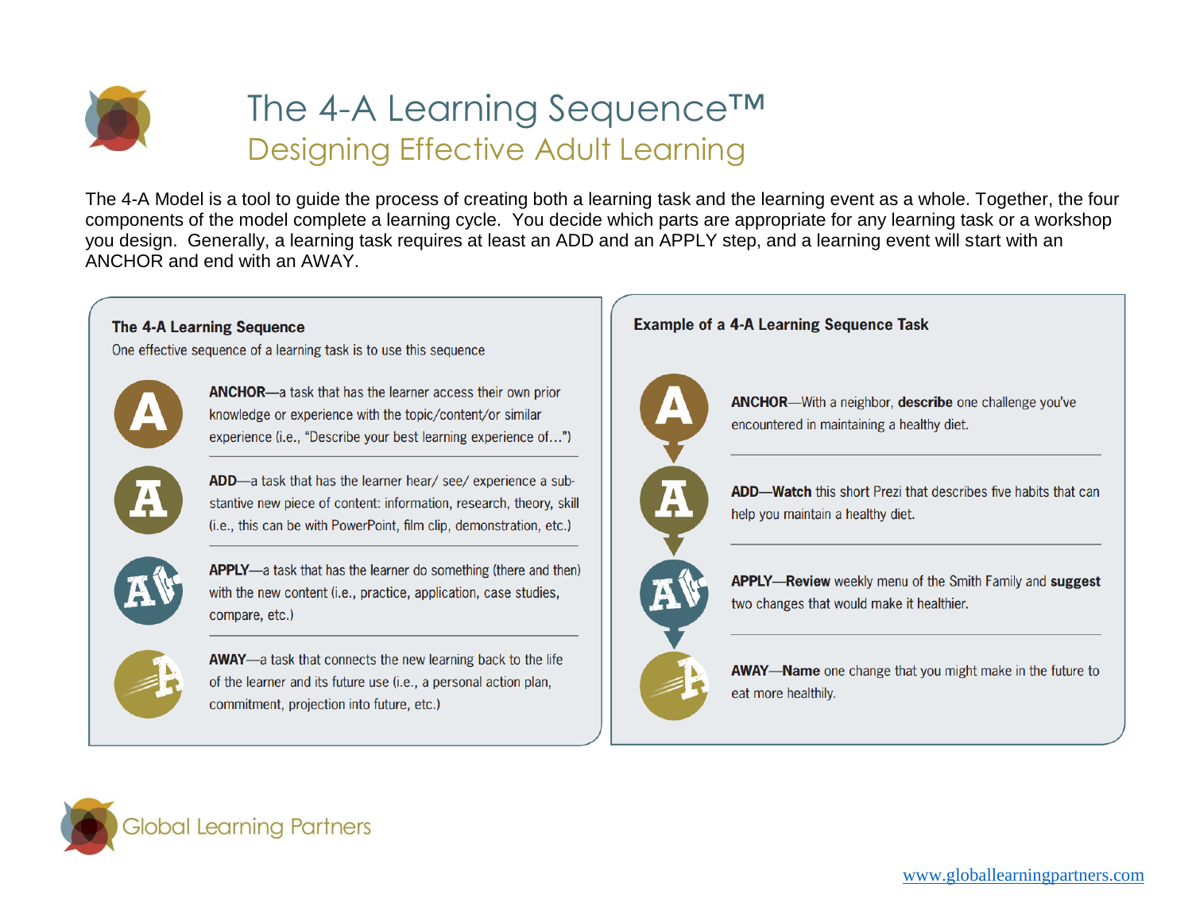# The 4-A Learning Sequence™

## Designing Effective Adult Learning

The 4-A Model is a tool to guide the process of creating both a learning task and the learning event as a whole. Together, the four components of the model complete a learning cycle. You decide which parts are appropriate for any learning task or a workshop you design. Generally, a learning task requires at least an ADD and an APPLY step, and a learning event will start with an ANCHOR and end with an AWAY.

### The 4-A Learning Sequence

One effective sequence of a learning task is to use this sequence

**ANCHOR**—a task that has the learner access their own prior knowledge or experience with the topic/content/or similar experience (i.e., "Describe your best learning experience of…")

**ADD**—a task that has the learner hear/ see/ experience a substantive new piece of content: information, research, theory, skill (i.e., this can be with PowerPoint, film clip, demonstration, etc.)

**APPLY**—a task that has the learner do something (there and then) with the new content (i.e., practice, application, case studies, compare, etc.)

**AWAY**—a task that connects the new learning back to the life of the learner and its future use (i.e., a personal action plan, commitment, projection into future, etc.)

### Example of a 4-A Learning Sequence Task

**ANCHOR**—With a neighbor, **describe** one challenge you've encountered in maintaining a healthy diet.

**ADD**—**Watch** this short Prezi that describes five habits that can help you maintain a healthy diet.

**APPLY**—**Review** weekly menu of the Smith Family and **suggest** two changes that would make it healthier.

**AWAY**—**Name** one change that you might make in the future to eat more healthily.

Global Learning Partners

www.globallearningpartners.com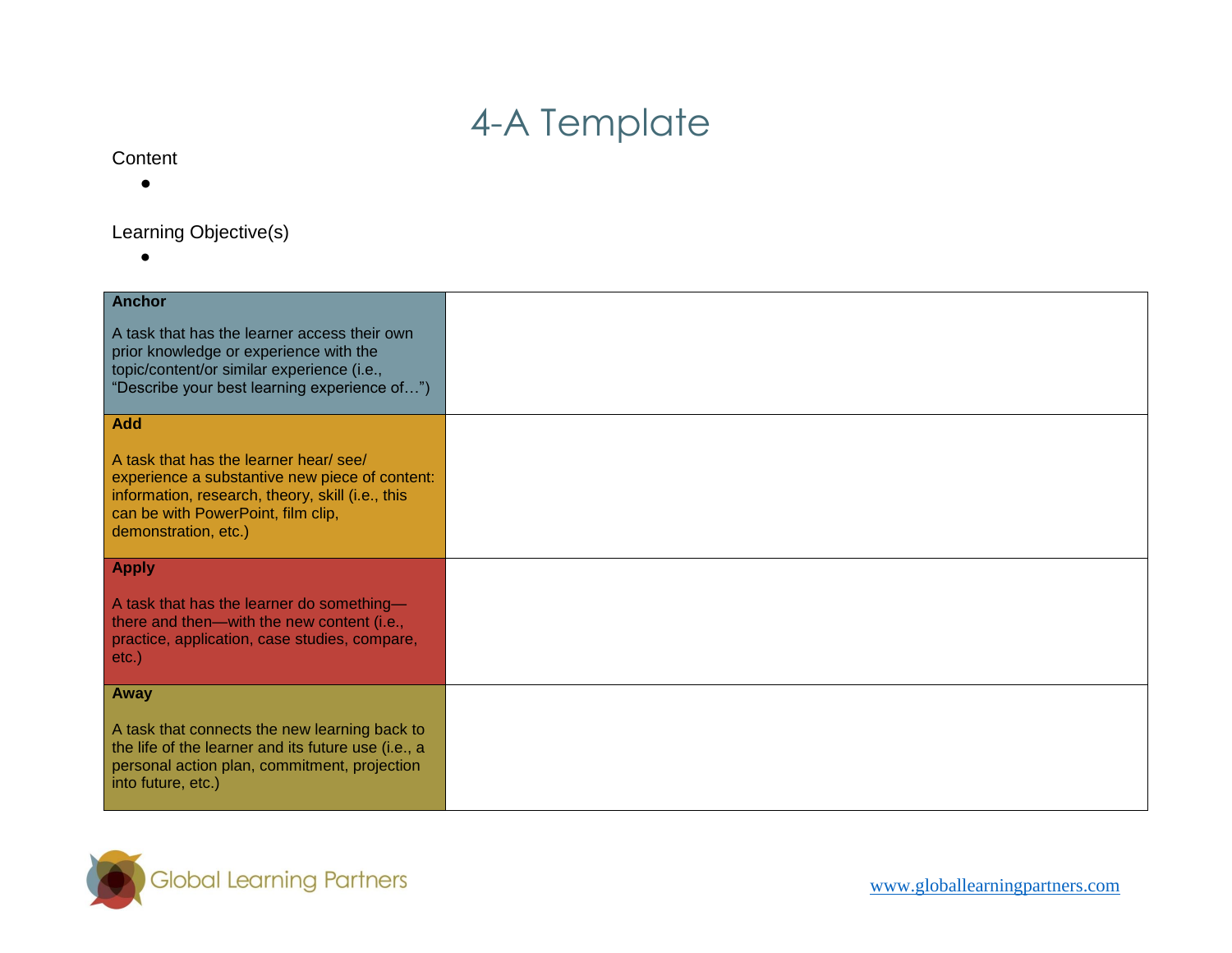# 4-A Template

Content

- 

Learning Objective(s)

- 

| | |
|---|---|
| **Anchor**<br><br>A task that has the learner access their own prior knowledge or experience with the topic/content/or similar experience (i.e., "Describe your best learning experience of…") | |
| **Add**<br><br>A task that has the learner hear/ see/ experience a substantive new piece of content: information, research, theory, skill (i.e., this can be with PowerPoint, film clip, demonstration, etc.) | |
| **Apply**<br><br>A task that has the learner do something—there and then—with the new content (i.e., practice, application, case studies, compare, etc.) | |
| **Away**<br><br>A task that connects the new learning back to the life of the learner and its future use (i.e., a personal action plan, commitment, projection into future, etc.) | |

Global Learning Partners

www.globallearningpartners.com